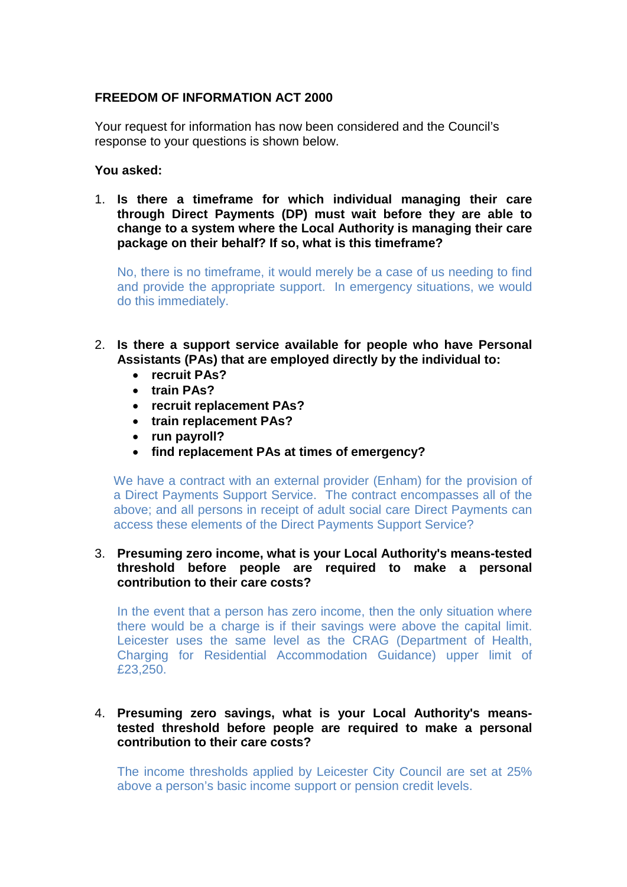**FREEDOM OF INFORMATION ACT 2000**

Your request for information has now been considered and the Council's response to your questions is shown below.

**You asked:**

1. **Is there a timeframe for which individual managing their care through Direct Payments (DP) must wait before they are able to change to a system where the Local Authority is managing their care package on their behalf? If so, what is this timeframe?**

   No, there is no timeframe, it would merely be a case of us needing to find and provide the appropriate support. In emergency situations, we would do this immediately.

2. **Is there a support service available for people who have Personal Assistants (PAs) that are employed directly by the individual to:**
   - **recruit PAs?**
   - **train PAs?**
   - **recruit replacement PAs?**
   - **train replacement PAs?**
   - **run payroll?**
   - **find replacement PAs at times of emergency?**

   We have a contract with an external provider (Enham) for the provision of a Direct Payments Support Service. The contract encompasses all of the above; and all persons in receipt of adult social care Direct Payments can access these elements of the Direct Payments Support Service?

3. **Presuming zero income, what is your Local Authority's means-tested threshold before people are required to make a personal contribution to their care costs?**

   In the event that a person has zero income, then the only situation where there would be a charge is if their savings were above the capital limit. Leicester uses the same level as the CRAG (Department of Health, Charging for Residential Accommodation Guidance) upper limit of £23,250.

4. **Presuming zero savings, what is your Local Authority's means-tested threshold before people are required to make a personal contribution to their care costs?**

   The income thresholds applied by Leicester City Council are set at 25% above a person's basic income support or pension credit levels.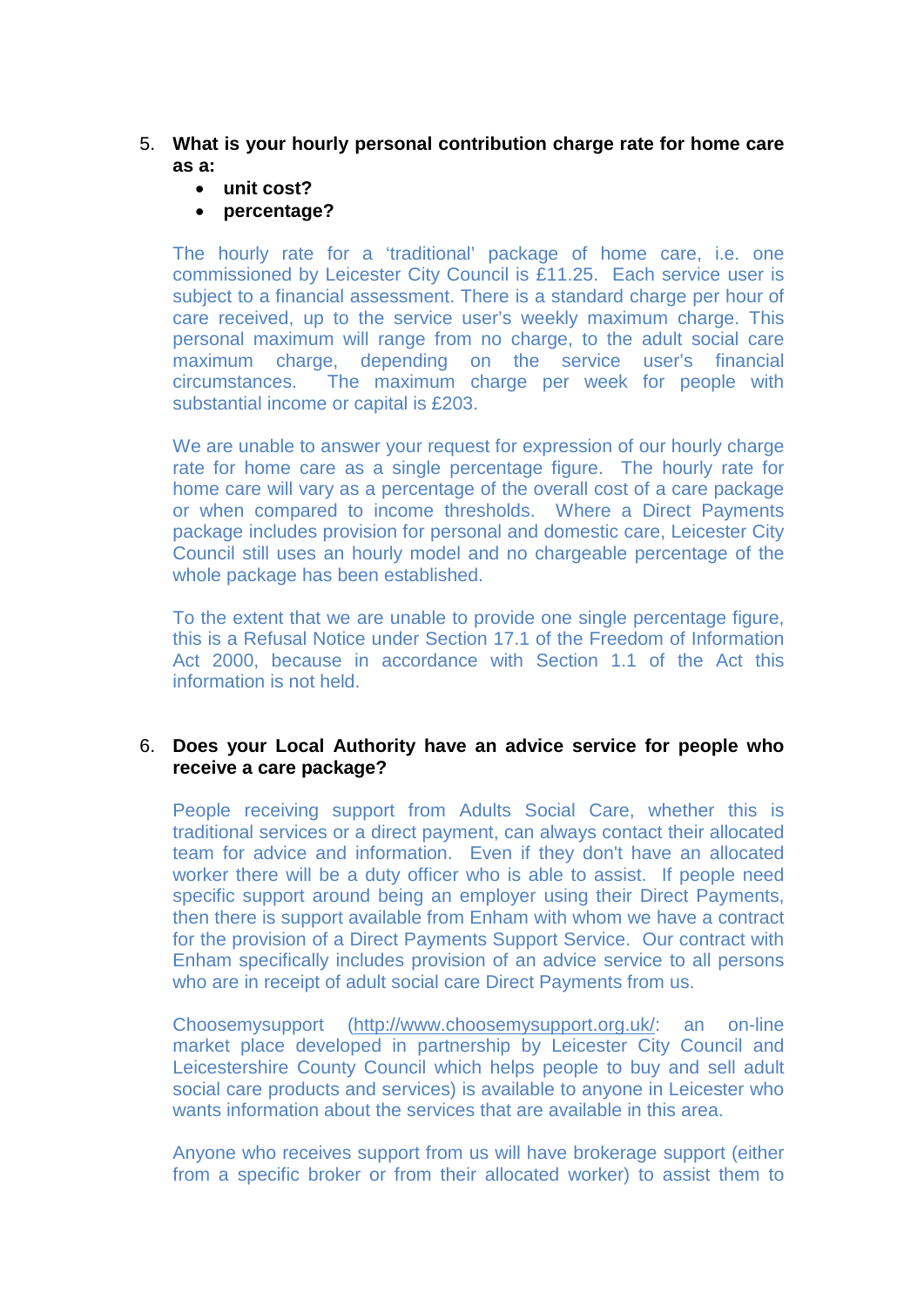5. **What is your hourly personal contribution charge rate for home care as a:**
   - **unit cost?**
   - **percentage?**

   The hourly rate for a 'traditional' package of home care, i.e. one commissioned by Leicester City Council is £11.25. Each service user is subject to a financial assessment. There is a standard charge per hour of care received, up to the service user's weekly maximum charge. This personal maximum will range from no charge, to the adult social care maximum charge, depending on the service user's financial circumstances. The maximum charge per week for people with substantial income or capital is £203.

   We are unable to answer your request for expression of our hourly charge rate for home care as a single percentage figure. The hourly rate for home care will vary as a percentage of the overall cost of a care package or when compared to income thresholds. Where a Direct Payments package includes provision for personal and domestic care, Leicester City Council still uses an hourly model and no chargeable percentage of the whole package has been established.

   To the extent that we are unable to provide one single percentage figure, this is a Refusal Notice under Section 17.1 of the Freedom of Information Act 2000, because in accordance with Section 1.1 of the Act this information is not held.

6. **Does your Local Authority have an advice service for people who receive a care package?**

   People receiving support from Adults Social Care, whether this is traditional services or a direct payment, can always contact their allocated team for advice and information. Even if they don't have an allocated worker there will be a duty officer who is able to assist. If people need specific support around being an employer using their Direct Payments, then there is support available from Enham with whom we have a contract for the provision of a Direct Payments Support Service. Our contract with Enham specifically includes provision of an advice service to all persons who are in receipt of adult social care Direct Payments from us.

   Choosemysupport (http://www.choosemysupport.org.uk/: an on-line market place developed in partnership by Leicester City Council and Leicestershire County Council which helps people to buy and sell adult social care products and services) is available to anyone in Leicester who wants information about the services that are available in this area.

   Anyone who receives support from us will have brokerage support (either from a specific broker or from their allocated worker) to assist them to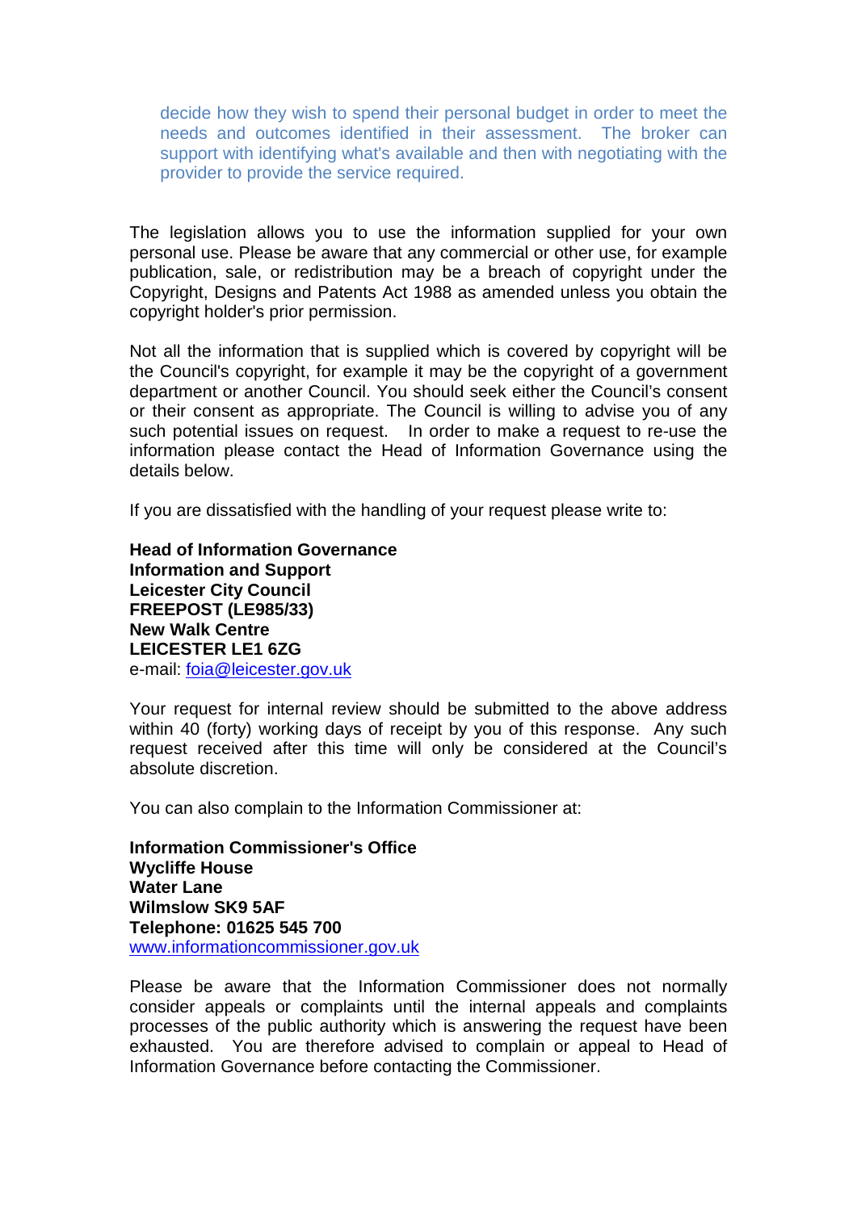decide how they wish to spend their personal budget in order to meet the needs and outcomes identified in their assessment. The broker can support with identifying what's available and then with negotiating with the provider to provide the service required.

The legislation allows you to use the information supplied for your own personal use. Please be aware that any commercial or other use, for example publication, sale, or redistribution may be a breach of copyright under the Copyright, Designs and Patents Act 1988 as amended unless you obtain the copyright holder's prior permission.

Not all the information that is supplied which is covered by copyright will be the Council's copyright, for example it may be the copyright of a government department or another Council. You should seek either the Council's consent or their consent as appropriate. The Council is willing to advise you of any such potential issues on request. In order to make a request to re-use the information please contact the Head of Information Governance using the details below.

If you are dissatisfied with the handling of your request please write to:

**Head of Information Governance**
**Information and Support**
**Leicester City Council**
**FREEPOST (LE985/33)**
**New Walk Centre**
**LEICESTER LE1 6ZG**
e-mail: foia@leicester.gov.uk

Your request for internal review should be submitted to the above address within 40 (forty) working days of receipt by you of this response. Any such request received after this time will only be considered at the Council's absolute discretion.

You can also complain to the Information Commissioner at:

**Information Commissioner's Office**
**Wycliffe House**
**Water Lane**
**Wilmslow SK9 5AF**
**Telephone: 01625 545 700**
www.informationcommissioner.gov.uk

Please be aware that the Information Commissioner does not normally consider appeals or complaints until the internal appeals and complaints processes of the public authority which is answering the request have been exhausted. You are therefore advised to complain or appeal to Head of Information Governance before contacting the Commissioner.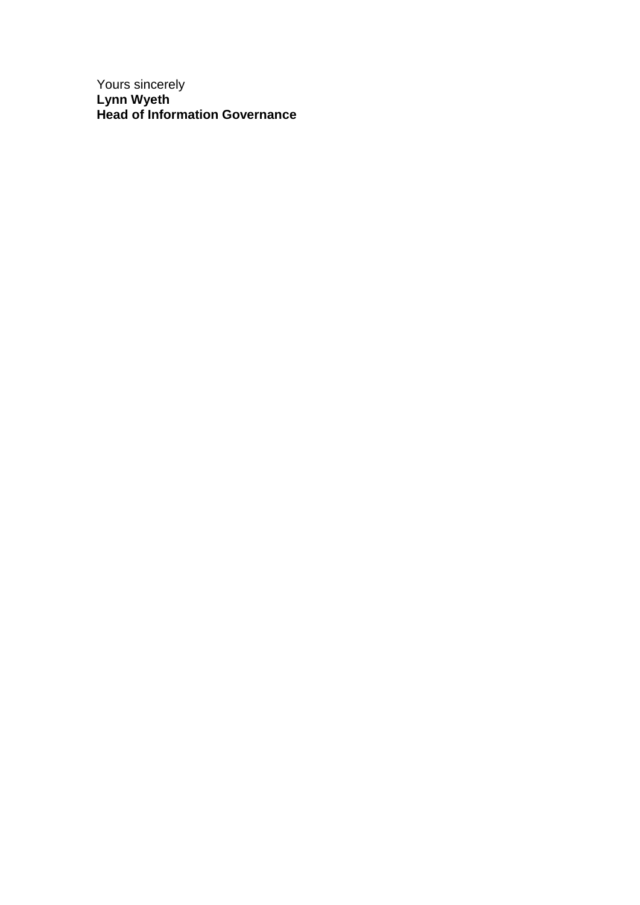Yours sincerely
**Lynn Wyeth**
**Head of Information Governance**